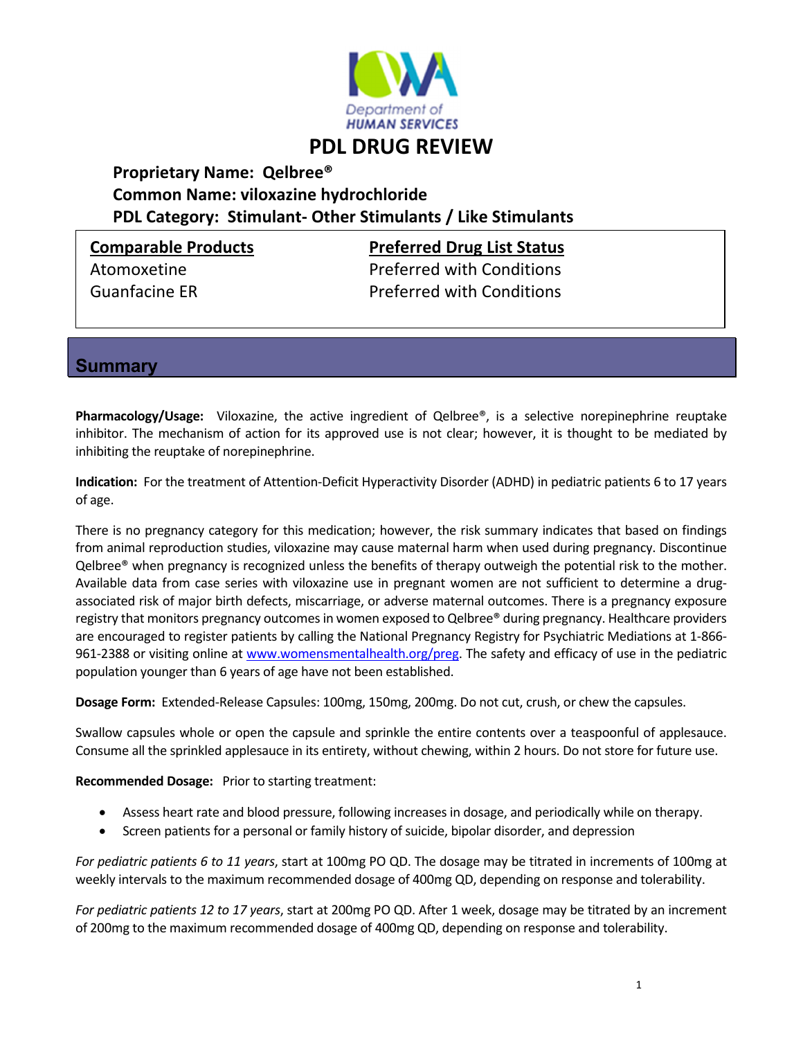Department of HUMAN SERVICES

# PDL DRUG REVIEW

**Proprietary Name: Qelbree®**
**Common Name: viloxazine hydrochloride**
**PDL Category: Stimulant- Other Stimulants / Like Stimulants**

| Comparable Products | Preferred Drug List Status |
|---|---|
| Atomoxetine | Preferred with Conditions |
| Guanfacine ER | Preferred with Conditions |

## Summary

**Pharmacology/Usage:** Viloxazine, the active ingredient of Qelbree®, is a selective norepinephrine reuptake inhibitor. The mechanism of action for its approved use is not clear; however, it is thought to be mediated by inhibiting the reuptake of norepinephrine.

**Indication:** For the treatment of Attention-Deficit Hyperactivity Disorder (ADHD) in pediatric patients 6 to 17 years of age.

There is no pregnancy category for this medication; however, the risk summary indicates that based on findings from animal reproduction studies, viloxazine may cause maternal harm when used during pregnancy. Discontinue Qelbree® when pregnancy is recognized unless the benefits of therapy outweigh the potential risk to the mother. Available data from case series with viloxazine use in pregnant women are not sufficient to determine a drug-associated risk of major birth defects, miscarriage, or adverse maternal outcomes. There is a pregnancy exposure registry that monitors pregnancy outcomes in women exposed to Qelbree® during pregnancy. Healthcare providers are encouraged to register patients by calling the National Pregnancy Registry for Psychiatric Mediations at 1-866-961-2388 or visiting online at www.womensmentalhealth.org/preg. The safety and efficacy of use in the pediatric population younger than 6 years of age have not been established.

**Dosage Form:** Extended-Release Capsules: 100mg, 150mg, 200mg. Do not cut, crush, or chew the capsules.

Swallow capsules whole or open the capsule and sprinkle the entire contents over a teaspoonful of applesauce. Consume all the sprinkled applesauce in its entirety, without chewing, within 2 hours. Do not store for future use.

**Recommended Dosage:** Prior to starting treatment:

- Assess heart rate and blood pressure, following increases in dosage, and periodically while on therapy.
- Screen patients for a personal or family history of suicide, bipolar disorder, and depression

*For pediatric patients 6 to 11 years*, start at 100mg PO QD. The dosage may be titrated in increments of 100mg at weekly intervals to the maximum recommended dosage of 400mg QD, depending on response and tolerability.

*For pediatric patients 12 to 17 years*, start at 200mg PO QD. After 1 week, dosage may be titrated by an increment of 200mg to the maximum recommended dosage of 400mg QD, depending on response and tolerability.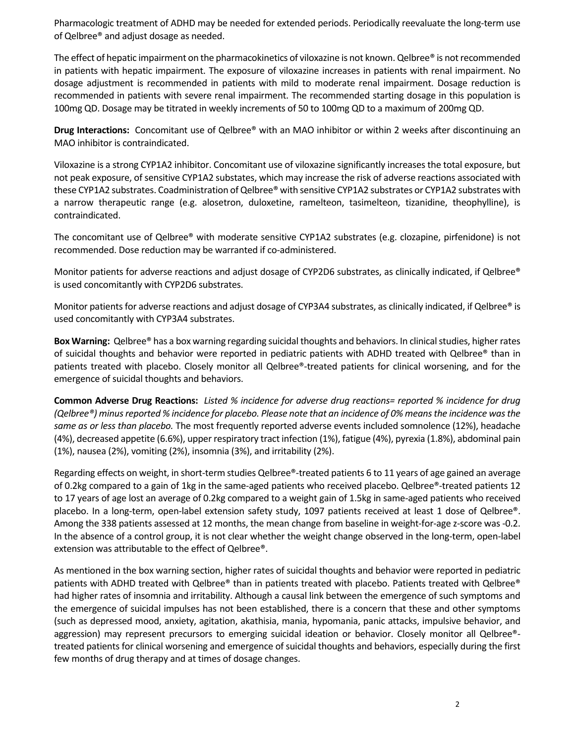Pharmacologic treatment of ADHD may be needed for extended periods. Periodically reevaluate the long-term use of Qelbree® and adjust dosage as needed.

The effect of hepatic impairment on the pharmacokinetics of viloxazine is not known. Qelbree® is not recommended in patients with hepatic impairment. The exposure of viloxazine increases in patients with renal impairment. No dosage adjustment is recommended in patients with mild to moderate renal impairment. Dosage reduction is recommended in patients with severe renal impairment. The recommended starting dosage in this population is 100mg QD. Dosage may be titrated in weekly increments of 50 to 100mg QD to a maximum of 200mg QD.

**Drug Interactions:** Concomitant use of Qelbree® with an MAO inhibitor or within 2 weeks after discontinuing an MAO inhibitor is contraindicated.

Viloxazine is a strong CYP1A2 inhibitor. Concomitant use of viloxazine significantly increases the total exposure, but not peak exposure, of sensitive CYP1A2 substates, which may increase the risk of adverse reactions associated with these CYP1A2 substrates. Coadministration of Qelbree® with sensitive CYP1A2 substrates or CYP1A2 substrates with a narrow therapeutic range (e.g. alosetron, duloxetine, ramelteon, tasimelteon, tizanidine, theophylline), is contraindicated.

The concomitant use of Qelbree® with moderate sensitive CYP1A2 substrates (e.g. clozapine, pirfenidone) is not recommended. Dose reduction may be warranted if co-administered.

Monitor patients for adverse reactions and adjust dosage of CYP2D6 substrates, as clinically indicated, if Qelbree® is used concomitantly with CYP2D6 substrates.

Monitor patients for adverse reactions and adjust dosage of CYP3A4 substrates, as clinically indicated, if Qelbree® is used concomitantly with CYP3A4 substrates.

**Box Warning:** Qelbree® has a box warning regarding suicidal thoughts and behaviors. In clinical studies, higher rates of suicidal thoughts and behavior were reported in pediatric patients with ADHD treated with Qelbree® than in patients treated with placebo. Closely monitor all Qelbree®-treated patients for clinical worsening, and for the emergence of suicidal thoughts and behaviors.

**Common Adverse Drug Reactions:** *Listed % incidence for adverse drug reactions= reported % incidence for drug (Qelbree®) minus reported % incidence for placebo. Please note that an incidence of 0% means the incidence was the same as or less than placebo.* The most frequently reported adverse events included somnolence (12%), headache (4%), decreased appetite (6.6%), upper respiratory tract infection (1%), fatigue (4%), pyrexia (1.8%), abdominal pain (1%), nausea (2%), vomiting (2%), insomnia (3%), and irritability (2%).

Regarding effects on weight, in short-term studies Qelbree®-treated patients 6 to 11 years of age gained an average of 0.2kg compared to a gain of 1kg in the same-aged patients who received placebo. Qelbree®-treated patients 12 to 17 years of age lost an average of 0.2kg compared to a weight gain of 1.5kg in same-aged patients who received placebo. In a long-term, open-label extension safety study, 1097 patients received at least 1 dose of Qelbree®. Among the 338 patients assessed at 12 months, the mean change from baseline in weight-for-age z-score was -0.2. In the absence of a control group, it is not clear whether the weight change observed in the long-term, open-label extension was attributable to the effect of Qelbree®.

As mentioned in the box warning section, higher rates of suicidal thoughts and behavior were reported in pediatric patients with ADHD treated with Qelbree® than in patients treated with placebo. Patients treated with Qelbree® had higher rates of insomnia and irritability. Although a causal link between the emergence of such symptoms and the emergence of suicidal impulses has not been established, there is a concern that these and other symptoms (such as depressed mood, anxiety, agitation, akathisia, mania, hypomania, panic attacks, impulsive behavior, and aggression) may represent precursors to emerging suicidal ideation or behavior. Closely monitor all Qelbree®-treated patients for clinical worsening and emergence of suicidal thoughts and behaviors, especially during the first few months of drug therapy and at times of dosage changes.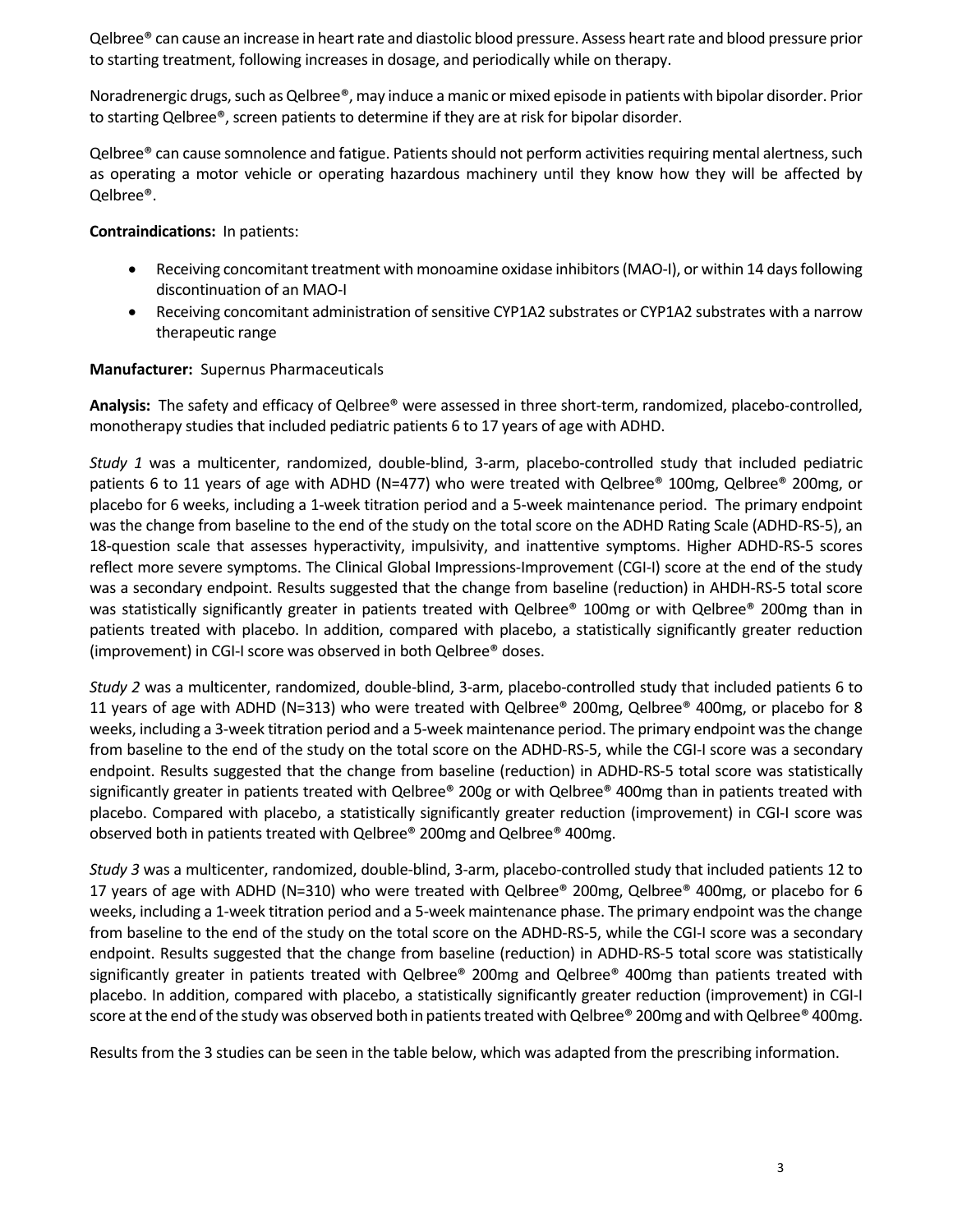Qelbree® can cause an increase in heart rate and diastolic blood pressure. Assess heart rate and blood pressure prior to starting treatment, following increases in dosage, and periodically while on therapy.

Noradrenergic drugs, such as Qelbree®, may induce a manic or mixed episode in patients with bipolar disorder. Prior to starting Qelbree®, screen patients to determine if they are at risk for bipolar disorder.

Qelbree® can cause somnolence and fatigue. Patients should not perform activities requiring mental alertness, such as operating a motor vehicle or operating hazardous machinery until they know how they will be affected by Qelbree®.

**Contraindications:** In patients:

- Receiving concomitant treatment with monoamine oxidase inhibitors (MAO-I), or within 14 days following discontinuation of an MAO-I
- Receiving concomitant administration of sensitive CYP1A2 substrates or CYP1A2 substrates with a narrow therapeutic range

**Manufacturer:** Supernus Pharmaceuticals

**Analysis:** The safety and efficacy of Qelbree® were assessed in three short-term, randomized, placebo-controlled, monotherapy studies that included pediatric patients 6 to 17 years of age with ADHD.

*Study 1* was a multicenter, randomized, double-blind, 3-arm, placebo-controlled study that included pediatric patients 6 to 11 years of age with ADHD (N=477) who were treated with Qelbree® 100mg, Qelbree® 200mg, or placebo for 6 weeks, including a 1-week titration period and a 5-week maintenance period. The primary endpoint was the change from baseline to the end of the study on the total score on the ADHD Rating Scale (ADHD-RS-5), an 18-question scale that assesses hyperactivity, impulsivity, and inattentive symptoms. Higher ADHD-RS-5 scores reflect more severe symptoms. The Clinical Global Impressions-Improvement (CGI-I) score at the end of the study was a secondary endpoint. Results suggested that the change from baseline (reduction) in AHDH-RS-5 total score was statistically significantly greater in patients treated with Qelbree® 100mg or with Qelbree® 200mg than in patients treated with placebo. In addition, compared with placebo, a statistically significantly greater reduction (improvement) in CGI-I score was observed in both Qelbree® doses.

*Study 2* was a multicenter, randomized, double-blind, 3-arm, placebo-controlled study that included patients 6 to 11 years of age with ADHD (N=313) who were treated with Qelbree® 200mg, Qelbree® 400mg, or placebo for 8 weeks, including a 3-week titration period and a 5-week maintenance period. The primary endpoint was the change from baseline to the end of the study on the total score on the ADHD-RS-5, while the CGI-I score was a secondary endpoint. Results suggested that the change from baseline (reduction) in ADHD-RS-5 total score was statistically significantly greater in patients treated with Qelbree® 200g or with Qelbree® 400mg than in patients treated with placebo. Compared with placebo, a statistically significantly greater reduction (improvement) in CGI-I score was observed both in patients treated with Qelbree® 200mg and Qelbree® 400mg.

*Study 3* was a multicenter, randomized, double-blind, 3-arm, placebo-controlled study that included patients 12 to 17 years of age with ADHD (N=310) who were treated with Qelbree® 200mg, Qelbree® 400mg, or placebo for 6 weeks, including a 1-week titration period and a 5-week maintenance phase. The primary endpoint was the change from baseline to the end of the study on the total score on the ADHD-RS-5, while the CGI-I score was a secondary endpoint. Results suggested that the change from baseline (reduction) in ADHD-RS-5 total score was statistically significantly greater in patients treated with Qelbree® 200mg and Qelbree® 400mg than patients treated with placebo. In addition, compared with placebo, a statistically significantly greater reduction (improvement) in CGI-I score at the end of the study was observed both in patients treated with Qelbree® 200mg and with Qelbree® 400mg.

Results from the 3 studies can be seen in the table below, which was adapted from the prescribing information.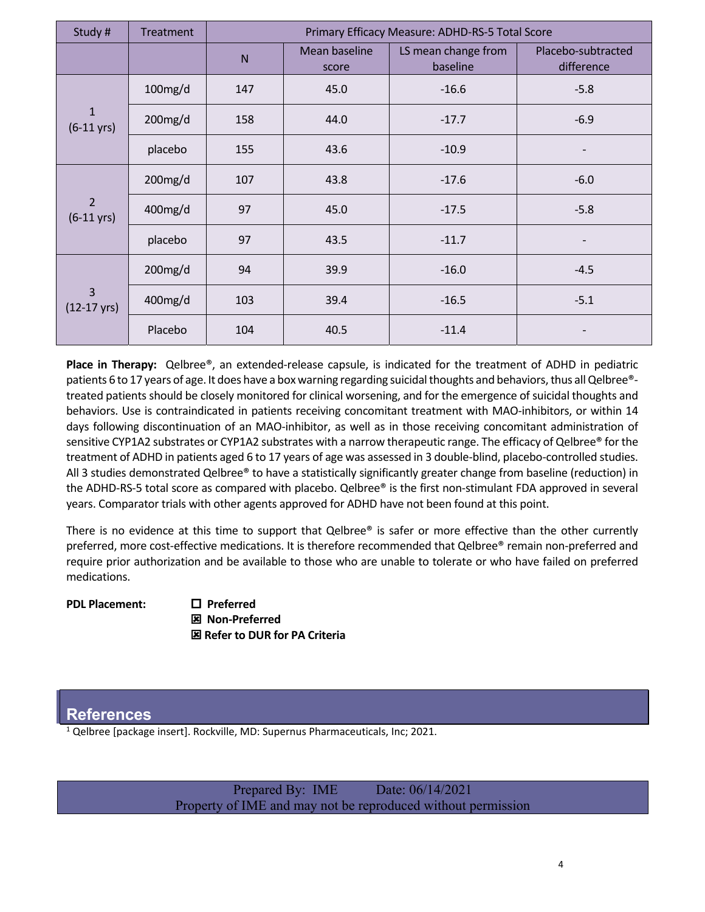| Study # | Treatment | Primary Efficacy Measure: ADHD-RS-5 Total Score | | | |
|---|---|---|---|---|---|
| | | N | Mean baseline score | LS mean change from baseline | Placebo-subtracted difference |
| 1 (6-11 yrs) | 100mg/d | 147 | 45.0 | -16.6 | -5.8 |
| | 200mg/d | 158 | 44.0 | -17.7 | -6.9 |
| | placebo | 155 | 43.6 | -10.9 | - |
| 2 (6-11 yrs) | 200mg/d | 107 | 43.8 | -17.6 | -6.0 |
| | 400mg/d | 97 | 45.0 | -17.5 | -5.8 |
| | placebo | 97 | 43.5 | -11.7 | - |
| 3 (12-17 yrs) | 200mg/d | 94 | 39.9 | -16.0 | -4.5 |
| | 400mg/d | 103 | 39.4 | -16.5 | -5.1 |
| | Placebo | 104 | 40.5 | -11.4 | - |

**Place in Therapy:** Qelbree®, an extended-release capsule, is indicated for the treatment of ADHD in pediatric patients 6 to 17 years of age. It does have a box warning regarding suicidal thoughts and behaviors, thus all Qelbree®-treated patients should be closely monitored for clinical worsening, and for the emergence of suicidal thoughts and behaviors. Use is contraindicated in patients receiving concomitant treatment with MAO-inhibitors, or within 14 days following discontinuation of an MAO-inhibitor, as well as in those receiving concomitant administration of sensitive CYP1A2 substrates or CYP1A2 substrates with a narrow therapeutic range. The efficacy of Qelbree® for the treatment of ADHD in patients aged 6 to 17 years of age was assessed in 3 double-blind, placebo-controlled studies. All 3 studies demonstrated Qelbree® to have a statistically significantly greater change from baseline (reduction) in the ADHD-RS-5 total score as compared with placebo. Qelbree® is the first non-stimulant FDA approved in several years. Comparator trials with other agents approved for ADHD have not been found at this point.

There is no evidence at this time to support that Qelbree® is safer or more effective than the other currently preferred, more cost-effective medications. It is therefore recommended that Qelbree® remain non-preferred and require prior authorization and be available to those who are unable to tolerate or who have failed on preferred medications.

**PDL Placement:**

- ☐ **Preferred**
- ☒ **Non-Preferred**
- ☒ **Refer to DUR for PA Criteria**

## References

[1] Qelbree [package insert]. Rockville, MD: Supernus Pharmaceuticals, Inc; 2021.

Prepared By: IME Date: 06/14/2021
Property of IME and may not be reproduced without permission